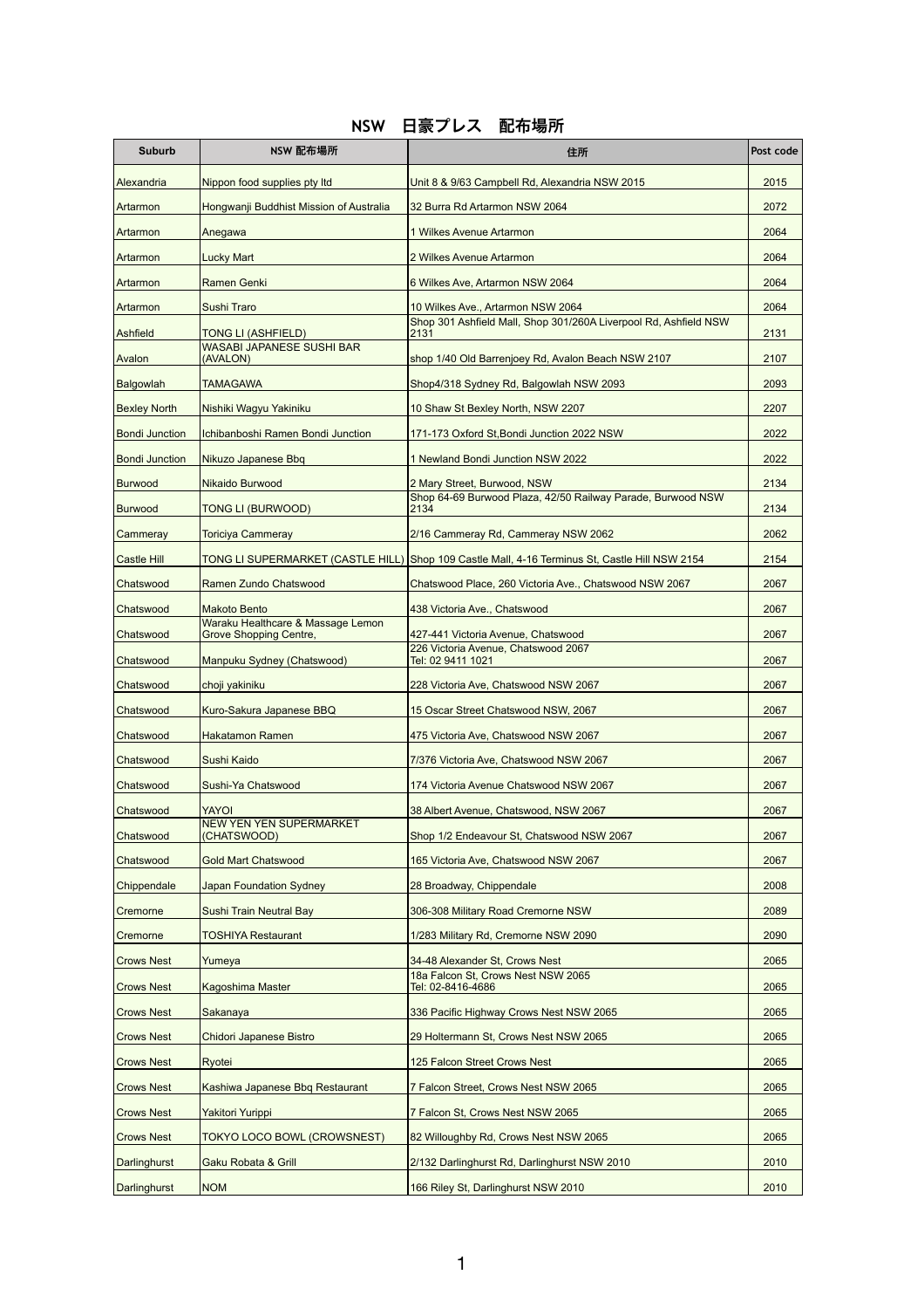# NSW　日豪プレス　配布場所

| Suburb | NSW 配布場所 | 住所 | Post code |
|---|---|---|---|
| Alexandria | Nippon food supplies pty ltd | Unit 8 & 9/63 Campbell Rd, Alexandria NSW 2015 | 2015 |
| Artarmon | Hongwanji Buddhist Mission of Australia | 32 Burra Rd Artarmon NSW 2064 | 2072 |
| Artarmon | Anegawa | 1 Wilkes Avenue Artarmon | 2064 |
| Artarmon | Lucky Mart | 2 Wilkes Avenue Artarmon | 2064 |
| Artarmon | Ramen Genki | 6 Wilkes Ave, Artarmon NSW 2064 | 2064 |
| Artarmon | Sushi Traro | 10 Wilkes Ave., Artarmon NSW 2064 | 2064 |
| Ashfield | TONG LI (ASHFIELD) | Shop 301 Ashfield Mall, Shop 301/260A Liverpool Rd, Ashfield NSW 2131 | 2131 |
| Avalon | WASABI JAPANESE SUSHI BAR (AVALON) | shop 1/40 Old Barrenjoey Rd, Avalon Beach NSW 2107 | 2107 |
| Balgowlah | TAMAGAWA | Shop4/318 Sydney Rd, Balgowlah NSW 2093 | 2093 |
| Bexley North | Nishiki Wagyu Yakiniku | 10 Shaw St Bexley North, NSW 2207 | 2207 |
| Bondi Junction | Ichibanboshi Ramen Bondi Junction | 171-173 Oxford St,Bondi Junction 2022 NSW | 2022 |
| Bondi Junction | Nikuzo Japanese Bbq | 1 Newland Bondi Junction NSW 2022 | 2022 |
| Burwood | Nikaido Burwood | 2 Mary Street, Burwood, NSW | 2134 |
| Burwood | TONG LI (BURWOOD) | Shop 64-69 Burwood Plaza, 42/50 Railway Parade, Burwood NSW 2134 | 2134 |
| Cammeray | Toriciya Cammeray | 2/16 Cammeray Rd, Cammeray NSW 2062 | 2062 |
| Castle Hill | TONG LI SUPERMARKET (CASTLE HILL) | Shop 109 Castle Mall, 4-16 Terminus St, Castle Hill NSW 2154 | 2154 |
| Chatswood | Ramen Zundo Chatswood | Chatswood Place, 260 Victoria Ave., Chatswood NSW 2067 | 2067 |
| Chatswood | Makoto Bento | 438 Victoria Ave., Chatswood | 2067 |
| Chatswood | Waraku Healthcare & Massage Lemon Grove Shopping Centre, | 427-441 Victoria Avenue, Chatswood | 2067 |
| Chatswood | Manpuku Sydney (Chatswood) | 226 Victoria Avenue, Chatswood 2067 Tel: 02 9411 1021 | 2067 |
| Chatswood | choji yakiniku | 228 Victoria Ave, Chatswood NSW 2067 | 2067 |
| Chatswood | Kuro-Sakura Japanese BBQ | 15 Oscar Street Chatswood NSW, 2067 | 2067 |
| Chatswood | Hakatamon Ramen | 475 Victoria Ave, Chatswood NSW 2067 | 2067 |
| Chatswood | Sushi Kaido | 7/376 Victoria Ave, Chatswood NSW 2067 | 2067 |
| Chatswood | Sushi-Ya Chatswood | 174 Victoria Avenue Chatswood NSW 2067 | 2067 |
| Chatswood | YAYOI | 38 Albert Avenue, Chatswood, NSW 2067 | 2067 |
| Chatswood | NEW YEN YEN SUPERMARKET (CHATSWOOD) | Shop 1/2 Endeavour St, Chatswood NSW 2067 | 2067 |
| Chatswood | Gold Mart Chatswood | 165 Victoria Ave, Chatswood NSW 2067 | 2067 |
| Chippendale | Japan Foundation Sydney | 28 Broadway, Chippendale | 2008 |
| Cremorne | Sushi Train Neutral Bay | 306-308 Military Road Cremorne NSW | 2089 |
| Cremorne | TOSHIYA Restaurant | 1/283 Military Rd, Cremorne NSW 2090 | 2090 |
| Crows Nest | Yumeya | 34-48 Alexander St, Crows Nest | 2065 |
| Crows Nest | Kagoshima Master | 18a Falcon St, Crows Nest NSW 2065 Tel: 02-8416-4686 | 2065 |
| Crows Nest | Sakanaya | 336 Pacific Highway Crows Nest NSW 2065 | 2065 |
| Crows Nest | Chidori Japanese Bistro | 29 Holtermann St, Crows Nest NSW 2065 | 2065 |
| Crows Nest | Ryotei | 125 Falcon Street Crows Nest | 2065 |
| Crows Nest | Kashiwa Japanese Bbq Restaurant | 7 Falcon Street, Crows Nest NSW 2065 | 2065 |
| Crows Nest | Yakitori Yurippi | 7 Falcon St, Crows Nest NSW 2065 | 2065 |
| Crows Nest | TOKYO LOCO BOWL (CROWSNEST) | 82 Willoughby Rd, Crows Nest NSW 2065 | 2065 |
| Darlinghurst | Gaku Robata & Grill | 2/132 Darlinghurst Rd, Darlinghurst NSW 2010 | 2010 |
| Darlinghurst | NOM | 166 Riley St, Darlinghurst NSW 2010 | 2010 |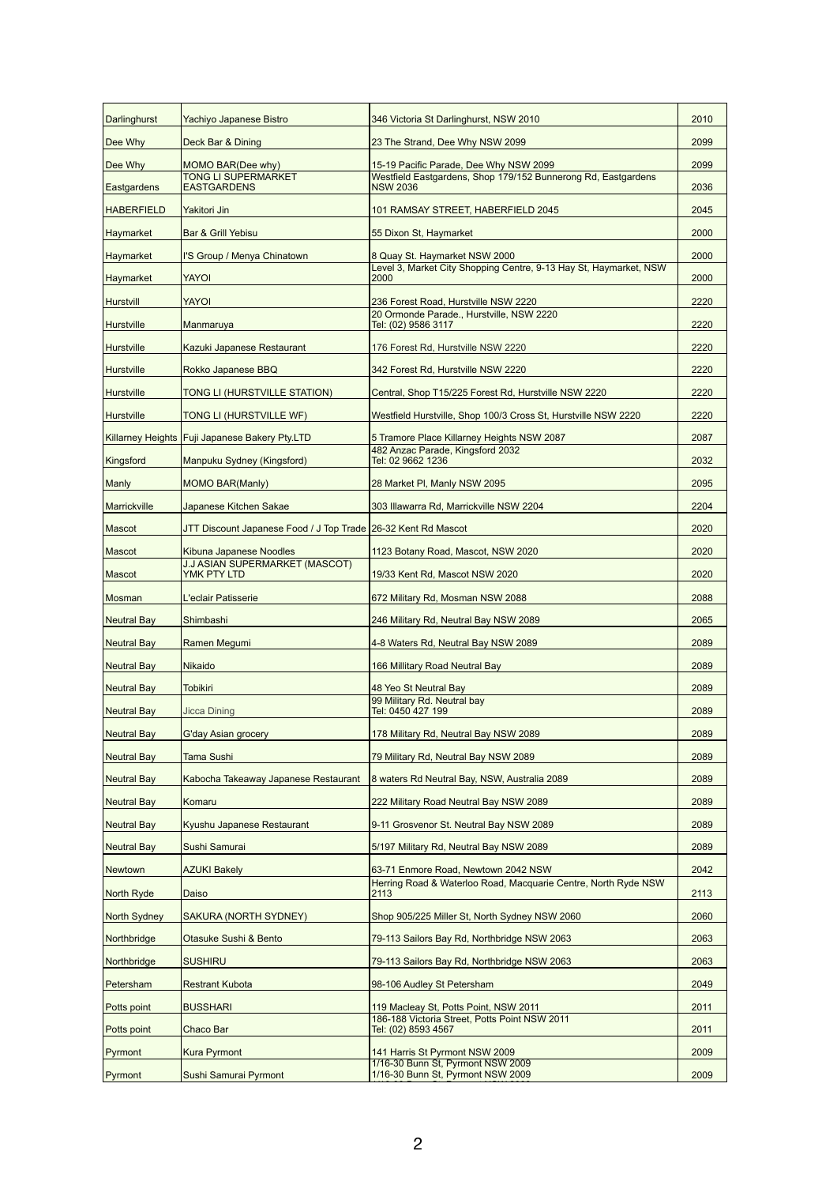| Darlinghurst | Yachiyo Japanese Bistro | 346 Victoria St Darlinghurst, NSW 2010 | 2010 |
|---|---|---|---|
| Dee Why | Deck Bar & Dining | 23 The Strand, Dee Why NSW 2099 | 2099 |
| Dee Why | MOMO BAR(Dee why) | 15-19 Pacific Parade, Dee Why NSW 2099 | 2099 |
| Eastgardens | TONG LI SUPERMARKET EASTGARDENS | Westfield Eastgardens, Shop 179/152 Bunnerong Rd, Eastgardens NSW 2036 | 2036 |
| HABERFIELD | Yakitori Jin | 101 RAMSAY STREET, HABERFIELD 2045 | 2045 |
| Haymarket | Bar & Grill Yebisu | 55 Dixon St, Haymarket | 2000 |
| Haymarket | I'S Group / Menya Chinatown | 8 Quay St. Haymarket NSW 2000 | 2000 |
| Haymarket | YAYOI | Level 3, Market City Shopping Centre, 9-13 Hay St, Haymarket, NSW 2000 | 2000 |
| Hurstvill | YAYOI | 236 Forest Road, Hurstville NSW 2220 | 2220 |
| Hurstville | Manmaruya | 20 Ormonde Parade., Hurstville, NSW 2220 Tel: (02) 9586 3117 | 2220 |
| Hurstville | Kazuki Japanese Restaurant | 176 Forest Rd, Hurstville NSW 2220 | 2220 |
| Hurstville | Rokko Japanese BBQ | 342 Forest Rd, Hurstville NSW 2220 | 2220 |
| Hurstville | TONG LI (HURSTVILLE STATION) | Central, Shop T15/225 Forest Rd, Hurstville NSW 2220 | 2220 |
| Hurstville | TONG LI (HURSTVILLE WF) | Westfield Hurstville, Shop 100/3 Cross St, Hurstville NSW 2220 | 2220 |
| Killarney Heights | Fuji Japanese Bakery Pty.LTD | 5 Tramore Place Killarney Heights NSW 2087 | 2087 |
| Kingsford | Manpuku Sydney (Kingsford) | 482 Anzac Parade, Kingsford 2032 Tel: 02 9662 1236 | 2032 |
| Manly | MOMO BAR(Manly) | 28 Market Pl, Manly NSW 2095 | 2095 |
| Marrickville | Japanese Kitchen Sakae | 303 Illawarra Rd, Marrickville NSW 2204 | 2204 |
| Mascot | JTT Discount Japanese Food / J Top Trade | 26-32 Kent Rd Mascot | 2020 |
| Mascot | Kibuna Japanese Noodles | 1123 Botany Road, Mascot, NSW 2020 | 2020 |
| Mascot | J.J ASIAN SUPERMARKET (MASCOT) YMK PTY LTD | 19/33 Kent Rd, Mascot NSW 2020 | 2020 |
| Mosman | L'eclair Patisserie | 672 Military Rd, Mosman NSW 2088 | 2088 |
| Neutral Bay | Shimbashi | 246 Military Rd, Neutral Bay NSW 2089 | 2065 |
| Neutral Bay | Ramen Megumi | 4-8 Waters Rd, Neutral Bay NSW 2089 | 2089 |
| Neutral Bay | Nikaido | 166 Millitary Road Neutral Bay | 2089 |
| Neutral Bay | Tobikiri | 48 Yeo St Neutral Bay | 2089 |
| Neutral Bay | Jicca Dining | 99 Military Rd. Neutral bay Tel: 0450 427 199 | 2089 |
| Neutral Bay | G'day Asian grocery | 178 Military Rd, Neutral Bay NSW 2089 | 2089 |
| Neutral Bay | Tama Sushi | 79 Military Rd, Neutral Bay NSW 2089 | 2089 |
| Neutral Bay | Kabocha Takeaway Japanese Restaurant | 8 waters Rd Neutral Bay, NSW, Australia 2089 | 2089 |
| Neutral Bay | Komaru | 222 Military Road Neutral Bay NSW 2089 | 2089 |
| Neutral Bay | Kyushu Japanese Restaurant | 9-11 Grosvenor St. Neutral Bay NSW 2089 | 2089 |
| Neutral Bay | Sushi Samurai | 5/197 Military Rd, Neutral Bay NSW 2089 | 2089 |
| Newtown | AZUKI Bakely | 63-71 Enmore Road, Newtown 2042 NSW | 2042 |
| North Ryde | Daiso | Herring Road & Waterloo Road, Macquarie Centre, North Ryde NSW 2113 | 2113 |
| North Sydney | SAKURA (NORTH SYDNEY) | Shop 905/225 Miller St, North Sydney NSW 2060 | 2060 |
| Northbridge | Otasuke Sushi & Bento | 79-113 Sailors Bay Rd, Northbridge NSW 2063 | 2063 |
| Northbridge | SUSHIRU | 79-113 Sailors Bay Rd, Northbridge NSW 2063 | 2063 |
| Petersham | Restrant Kubota | 98-106 Audley St Petersham | 2049 |
| Potts point | BUSSHARI | 119 Macleay St, Potts Point, NSW 2011 | 2011 |
| Potts point | Chaco Bar | 186-188 Victoria Street, Potts Point NSW 2011 Tel: (02) 8593 4567 | 2011 |
| Pyrmont | Kura Pyrmont | 141 Harris St Pyrmont NSW 2009 | 2009 |
| Pyrmont | Sushi Samurai Pyrmont | 1/16-30 Bunn St, Pyrmont NSW 2009 1/16-30 Bunn St, Pyrmont NSW 2009 | 2009 |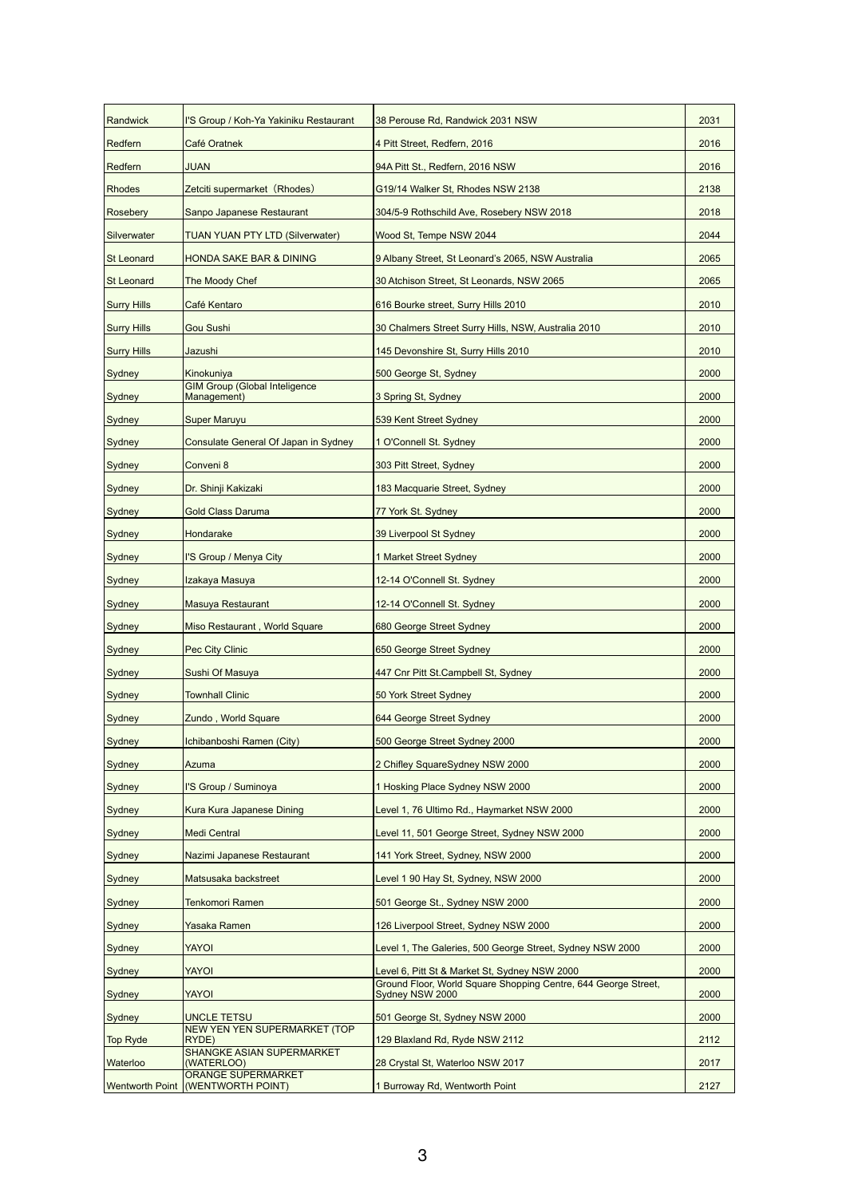| Randwick | I'S Group / Koh-Ya Yakiniku Restaurant | 38 Perouse Rd, Randwick 2031 NSW | 2031 |
|---|---|---|---|
| Redfern | Café Oratnek | 4 Pitt Street, Redfern, 2016 | 2016 |
| Redfern | JUAN | 94A Pitt St., Redfern, 2016 NSW | 2016 |
| Rhodes | Zetciti supermarket（Rhodes） | G19/14 Walker St, Rhodes NSW 2138 | 2138 |
| Rosebery | Sanpo Japanese Restaurant | 304/5-9 Rothschild Ave, Rosebery NSW 2018 | 2018 |
| Silverwater | TUAN YUAN PTY LTD (Silverwater) | Wood St, Tempe NSW 2044 | 2044 |
| St Leonard | HONDA SAKE BAR & DINING | 9 Albany Street, St Leonard's 2065, NSW Australia | 2065 |
| St Leonard | The Moody Chef | 30 Atchison Street, St Leonards, NSW 2065 | 2065 |
| Surry Hills | Café Kentaro | 616 Bourke street, Surry Hills 2010 | 2010 |
| Surry Hills | Gou Sushi | 30 Chalmers Street Surry Hills, NSW, Australia 2010 | 2010 |
| Surry Hills | Jazushi | 145 Devonshire St, Surry Hills 2010 | 2010 |
| Sydney | Kinokuniya | 500 George St, Sydney | 2000 |
| Sydney | GIM Group (Global Inteligence Management) | 3 Spring St, Sydney | 2000 |
| Sydney | Super Maruyu | 539 Kent Street Sydney | 2000 |
| Sydney | Consulate General Of Japan in Sydney | 1 O'Connell St. Sydney | 2000 |
| Sydney | Conveni 8 | 303 Pitt Street, Sydney | 2000 |
| Sydney | Dr. Shinji Kakizaki | 183 Macquarie Street, Sydney | 2000 |
| Sydney | Gold Class Daruma | 77 York St. Sydney | 2000 |
| Sydney | Hondarake | 39 Liverpool St Sydney | 2000 |
| Sydney | I'S Group / Menya City | 1 Market Street Sydney | 2000 |
| Sydney | Izakaya Masuya | 12-14 O'Connell St. Sydney | 2000 |
| Sydney | Masuya Restaurant | 12-14 O'Connell St. Sydney | 2000 |
| Sydney | Miso Restaurant , World Square | 680 George Street Sydney | 2000 |
| Sydney | Pec City Clinic | 650 George Street Sydney | 2000 |
| Sydney | Sushi Of Masuya | 447 Cnr Pitt St.Campbell St, Sydney | 2000 |
| Sydney | Townhall Clinic | 50 York Street Sydney | 2000 |
| Sydney | Zundo , World Square | 644 George Street Sydney | 2000 |
| Sydney | Ichibanboshi Ramen (City) | 500 George Street Sydney 2000 | 2000 |
| Sydney | Azuma | 2 Chifley SquareSydney NSW 2000 | 2000 |
| Sydney | I'S Group / Suminoya | 1 Hosking Place Sydney NSW 2000 | 2000 |
| Sydney | Kura Kura Japanese Dining | Level 1, 76 Ultimo Rd., Haymarket NSW 2000 | 2000 |
| Sydney | Medi Central | Level 11, 501 George Street, Sydney NSW 2000 | 2000 |
| Sydney | Nazimi Japanese Restaurant | 141 York Street, Sydney, NSW 2000 | 2000 |
| Sydney | Matsusaka backstreet | Level 1 90 Hay St, Sydney, NSW 2000 | 2000 |
| Sydney | Tenkomori Ramen | 501 George St., Sydney NSW 2000 | 2000 |
| Sydney | Yasaka Ramen | 126 Liverpool Street, Sydney NSW 2000 | 2000 |
| Sydney | YAYOI | Level 1, The Galeries, 500 George Street, Sydney NSW 2000 | 2000 |
| Sydney | YAYOI | Level 6, Pitt St & Market St, Sydney NSW 2000 | 2000 |
| Sydney | YAYOI | Ground Floor, World Square Shopping Centre, 644 George Street, Sydney NSW 2000 | 2000 |
| Sydney | UNCLE TETSU | 501 George St, Sydney NSW 2000 | 2000 |
| Top Ryde | NEW YEN YEN SUPERMARKET (TOP RYDE) | 129 Blaxland Rd, Ryde NSW 2112 | 2112 |
| Waterloo | SHANGKE ASIAN SUPERMARKET (WATERLOO) | 28 Crystal St, Waterloo NSW 2017 | 2017 |
| Wentworth Point | ORANGE SUPERMARKET (WENTWORTH POINT) | 1 Burroway Rd, Wentworth Point | 2127 |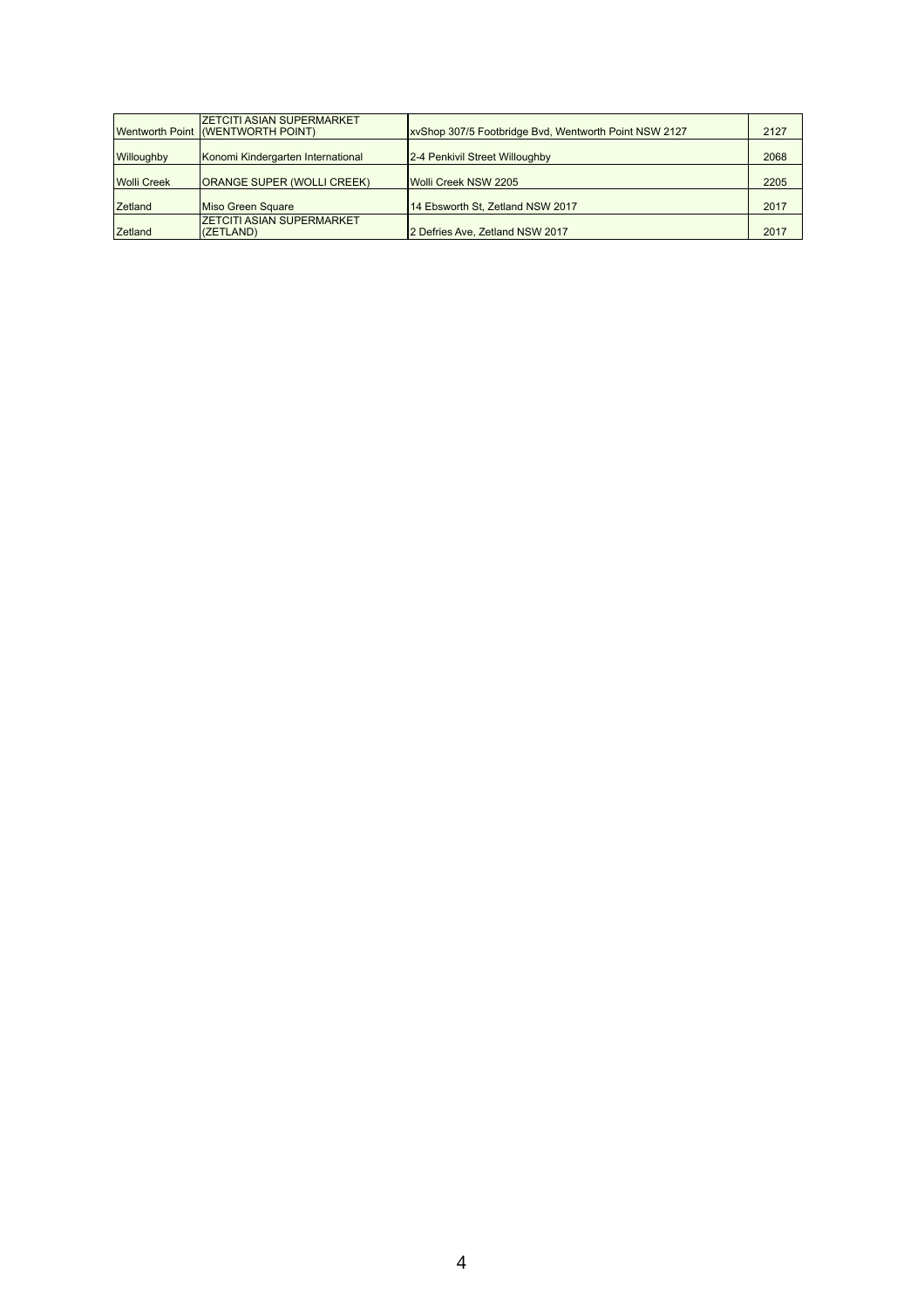| | | | |
|---|---|---|---|
| Wentworth Point | ZETCITI ASIAN SUPERMARKET (WENTWORTH POINT) | xvShop 307/5 Footbridge Bvd, Wentworth Point NSW 2127 | 2127 |
| Willoughby | Konomi Kindergarten International | 2-4 Penkivil Street Willoughby | 2068 |
| Wolli Creek | ORANGE SUPER (WOLLI CREEK) | Wolli Creek NSW 2205 | 2205 |
| Zetland | Miso Green Square | 14 Ebsworth St, Zetland NSW 2017 | 2017 |
| Zetland | ZETCITI ASIAN SUPERMARKET (ZETLAND) | 2 Defries Ave, Zetland NSW 2017 | 2017 |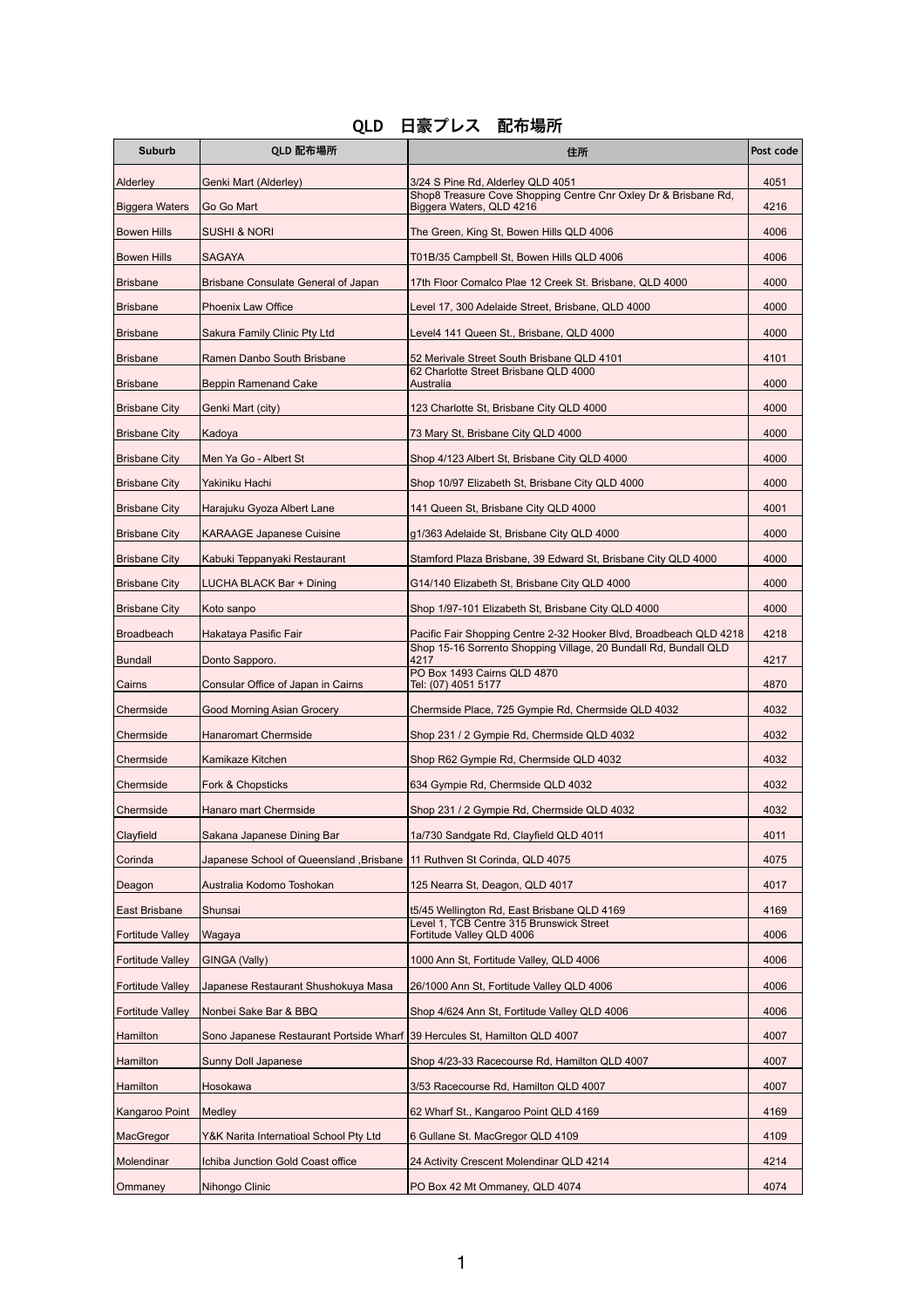# QLD　日豪プレス　配布場所

| Suburb | QLD 配布場所 | 住所 | Post code |
|---|---|---|---|
| Alderley | Genki Mart (Alderley) | 3/24 S Pine Rd, Alderley QLD 4051 | 4051 |
| Biggera Waters | Go Go Mart | Shop8 Treasure Cove Shopping Centre Cnr Oxley Dr & Brisbane Rd, Biggera Waters, QLD 4216 | 4216 |
| Bowen Hills | SUSHI & NORI | The Green, King St, Bowen Hills QLD 4006 | 4006 |
| Bowen Hills | SAGAYA | T01B/35 Campbell St, Bowen Hills QLD 4006 | 4006 |
| Brisbane | Brisbane Consulate General of Japan | 17th Floor Comalco Plae 12 Creek St. Brisbane, QLD 4000 | 4000 |
| Brisbane | Phoenix Law Office | Level 17, 300 Adelaide Street, Brisbane, QLD 4000 | 4000 |
| Brisbane | Sakura Family Clinic Pty Ltd | Level4 141 Queen St., Brisbane, QLD 4000 | 4000 |
| Brisbane | Ramen Danbo South Brisbane | 52 Merivale Street South Brisbane QLD 4101 | 4101 |
| Brisbane | Beppin Ramenand Cake | 62 Charlotte Street Brisbane QLD 4000 Australia | 4000 |
| Brisbane City | Genki Mart (city) | 123 Charlotte St, Brisbane City QLD 4000 | 4000 |
| Brisbane City | Kadoya | 73 Mary St, Brisbane City QLD 4000 | 4000 |
| Brisbane City | Men Ya Go - Albert St | Shop 4/123 Albert St, Brisbane City QLD 4000 | 4000 |
| Brisbane City | Yakiniku Hachi | Shop 10/97 Elizabeth St, Brisbane City QLD 4000 | 4000 |
| Brisbane City | Harajuku Gyoza Albert Lane | 141 Queen St, Brisbane City QLD 4000 | 4001 |
| Brisbane City | KARAAGE Japanese Cuisine | g1/363 Adelaide St, Brisbane City QLD 4000 | 4000 |
| Brisbane City | Kabuki Teppanyaki Restaurant | Stamford Plaza Brisbane, 39 Edward St, Brisbane City QLD 4000 | 4000 |
| Brisbane City | LUCHA BLACK Bar + Dining | G14/140 Elizabeth St, Brisbane City QLD 4000 | 4000 |
| Brisbane City | Koto sanpo | Shop 1/97-101 Elizabeth St, Brisbane City QLD 4000 | 4000 |
| Broadbeach | Hakataya Pasific Fair | Pacific Fair Shopping Centre 2-32 Hooker Blvd, Broadbeach QLD 4218 | 4218 |
| Bundall | Donto Sapporo. | Shop 15-16 Sorrento Shopping Village, 20 Bundall Rd, Bundall QLD 4217 | 4217 |
| Cairns | Consular Office of Japan in Cairns | PO Box 1493 Cairns QLD 4870 Tel: (07) 4051 5177 | 4870 |
| Chermside | Good Morning Asian Grocery | Chermside Place, 725 Gympie Rd, Chermside QLD 4032 | 4032 |
| Chermside | Hanaromart Chermside | Shop 231 / 2 Gympie Rd, Chermside QLD 4032 | 4032 |
| Chermside | Kamikaze Kitchen | Shop R62 Gympie Rd, Chermside QLD 4032 | 4032 |
| Chermside | Fork & Chopsticks | 634 Gympie Rd, Chermside QLD 4032 | 4032 |
| Chermside | Hanaro mart Chermside | Shop 231 / 2 Gympie Rd, Chermside QLD 4032 | 4032 |
| Clayfield | Sakana Japanese Dining Bar | 1a/730 Sandgate Rd, Clayfield QLD 4011 | 4011 |
| Corinda | Japanese School of Queensland ,Brisbane | 11 Ruthven St Corinda, QLD 4075 | 4075 |
| Deagon | Australia Kodomo Toshokan | 125 Nearra St, Deagon, QLD 4017 | 4017 |
| East Brisbane | Shunsai | t5/45 Wellington Rd, East Brisbane QLD 4169 | 4169 |
| Fortitude Valley | Wagaya | Level 1, TCB Centre 315 Brunswick Street Fortitude Valley QLD 4006 | 4006 |
| Fortitude Valley | GINGA (Vally) | 1000 Ann St, Fortitude Valley, QLD 4006 | 4006 |
| Fortitude Valley | Japanese Restaurant Shushokuya Masa | 26/1000 Ann St, Fortitude Valley QLD 4006 | 4006 |
| Fortitude Valley | Nonbei Sake Bar & BBQ | Shop 4/624 Ann St, Fortitude Valley QLD 4006 | 4006 |
| Hamilton | Sono Japanese Restaurant Portside Wharf | 39 Hercules St, Hamilton QLD 4007 | 4007 |
| Hamilton | Sunny Doll Japanese | Shop 4/23-33 Racecourse Rd, Hamilton QLD 4007 | 4007 |
| Hamilton | Hosokawa | 3/53 Racecourse Rd, Hamilton QLD 4007 | 4007 |
| Kangaroo Point | Medley | 62 Wharf St., Kangaroo Point QLD 4169 | 4169 |
| MacGregor | Y&K Narita Internatioal School Pty Ltd | 6 Gullane St. MacGregor QLD 4109 | 4109 |
| Molendinar | Ichiba Junction Gold Coast office | 24 Activity Crescent Molendinar QLD 4214 | 4214 |
| Ommaney | Nihongo Clinic | PO Box 42 Mt Ommaney, QLD 4074 | 4074 |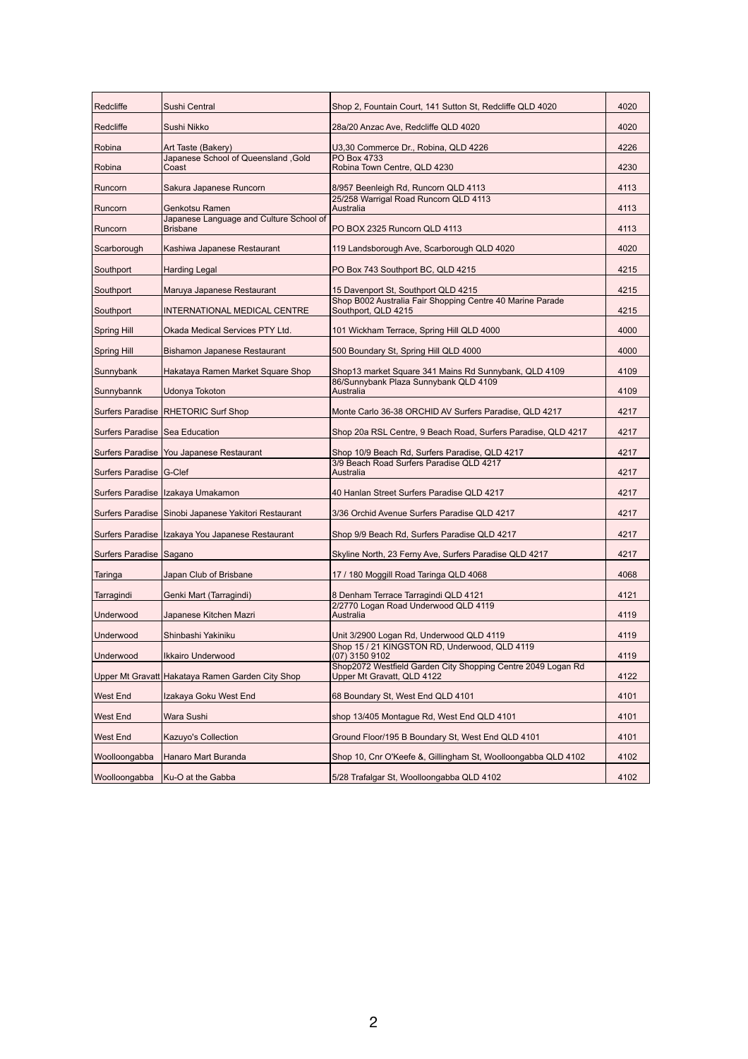| | | | |
|---|---|---|---|
| Redcliffe | Sushi Central | Shop 2, Fountain Court, 141 Sutton St, Redcliffe QLD 4020 | 4020 |
| Redcliffe | Sushi Nikko | 28a/20 Anzac Ave, Redcliffe QLD 4020 | 4020 |
| Robina | Art Taste (Bakery) | U3,30 Commerce Dr., Robina, QLD 4226 | 4226 |
| Robina | Japanese School of Queensland ,Gold Coast | PO Box 4733<br>Robina Town Centre, QLD 4230 | 4230 |
| Runcorn | Sakura Japanese Runcorn | 8/957 Beenleigh Rd, Runcorn QLD 4113 | 4113 |
| Runcorn | Genkotsu Ramen | 25/258 Warrigal Road Runcorn QLD 4113<br>Australia | 4113 |
| Runcorn | Japanese Language and Culture School of Brisbane | PO BOX 2325 Runcorn QLD 4113 | 4113 |
| Scarborough | Kashiwa Japanese Restaurant | 119 Landsborough Ave, Scarborough QLD 4020 | 4020 |
| Southport | Harding Legal | PO Box 743 Southport BC, QLD 4215 | 4215 |
| Southport | Maruya Japanese Restaurant | 15 Davenport St, Southport QLD 4215 | 4215 |
| Southport | INTERNATIONAL MEDICAL CENTRE | Shop B002 Australia Fair Shopping Centre 40 Marine Parade<br>Southport, QLD 4215 | 4215 |
| Spring Hill | Okada Medical Services PTY Ltd. | 101 Wickham Terrace, Spring Hill QLD 4000 | 4000 |
| Spring Hill | Bishamon Japanese Restaurant | 500 Boundary St, Spring Hill QLD 4000 | 4000 |
| Sunnybank | Hakataya Ramen Market Square Shop | Shop13 market Square 341 Mains Rd Sunnybank, QLD 4109 | 4109 |
| Sunnybannk | Udonya Tokoton | 86/Sunnybank Plaza Sunnybank QLD 4109<br>Australia | 4109 |
| Surfers Paradise | RHETORIC Surf Shop | Monte Carlo 36-38 ORCHID AV Surfers Paradise, QLD 4217 | 4217 |
| Surfers Paradise | Sea Education | Shop 20a RSL Centre, 9 Beach Road, Surfers Paradise, QLD 4217 | 4217 |
| Surfers Paradise | You Japanese Restaurant | Shop 10/9 Beach Rd, Surfers Paradise, QLD 4217 | 4217 |
| Surfers Paradise | G-Clef | 3/9 Beach Road Surfers Paradise QLD 4217<br>Australia | 4217 |
| Surfers Paradise | Izakaya Umakamon | 40 Hanlan Street Surfers Paradise QLD 4217 | 4217 |
| Surfers Paradise | Sinobi Japanese Yakitori Restaurant | 3/36 Orchid Avenue Surfers Paradise QLD 4217 | 4217 |
| Surfers Paradise | Izakaya You Japanese Restaurant | Shop 9/9 Beach Rd, Surfers Paradise QLD 4217 | 4217 |
| Surfers Paradise | Sagano | Skyline North, 23 Ferny Ave, Surfers Paradise QLD 4217 | 4217 |
| Taringa | Japan Club of Brisbane | 17 / 180 Moggill Road Taringa QLD 4068 | 4068 |
| Tarragindi | Genki Mart (Tarragindi) | 8 Denham Terrace Tarragindi QLD 4121 | 4121 |
| Underwood | Japanese Kitchen Mazri | 2/2770 Logan Road Underwood QLD 4119<br>Australia | 4119 |
| Underwood | Shinbashi Yakiniku | Unit 3/2900 Logan Rd, Underwood QLD 4119 | 4119 |
| Underwood | Ikkairo Underwood | Shop 15 / 21 KINGSTON RD, Underwood, QLD 4119<br>(07) 3150 9102 | 4119 |
| Upper Mt Gravatt | Hakataya Ramen Garden City Shop | Shop2072 Westfield Garden City Shopping Centre 2049 Logan Rd<br>Upper Mt Gravatt, QLD 4122 | 4122 |
| West End | Izakaya Goku West End | 68 Boundary St, West End QLD 4101 | 4101 |
| West End | Wara Sushi | shop 13/405 Montague Rd, West End QLD 4101 | 4101 |
| West End | Kazuyo's Collection | Ground Floor/195 B Boundary St, West End QLD 4101 | 4101 |
| Woolloongabba | Hanaro Mart Buranda | Shop 10, Cnr O'Keefe &, Gillingham St, Woolloongabba QLD 4102 | 4102 |
| Woolloongabba | Ku-O at the Gabba | 5/28 Trafalgar St, Woolloongabba QLD 4102 | 4102 |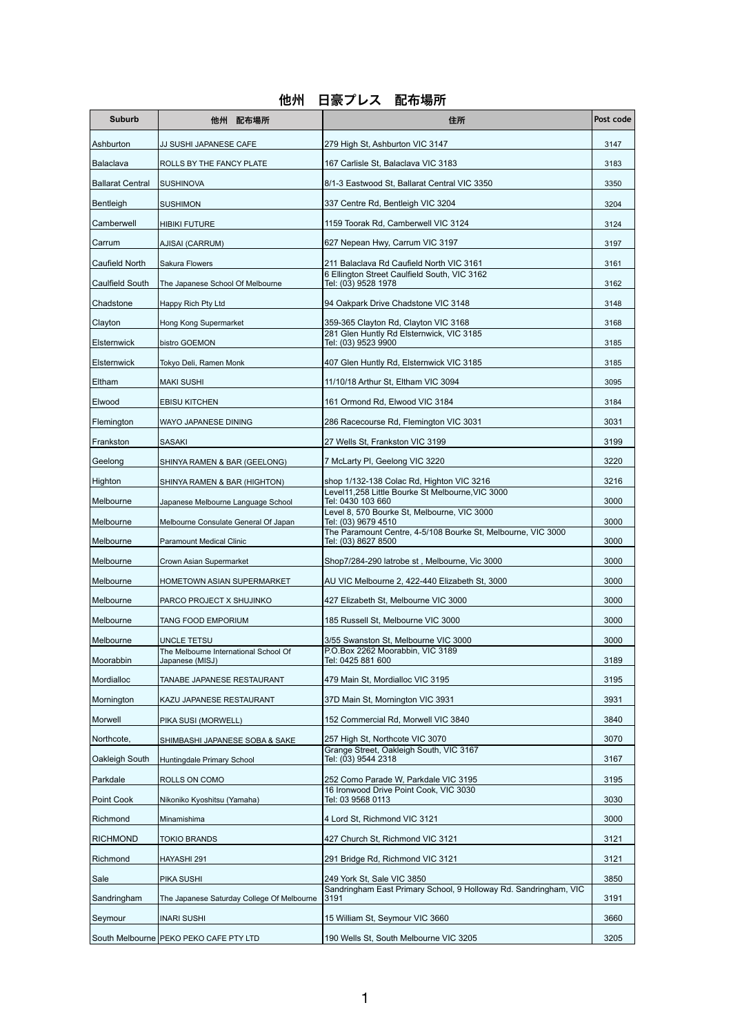# 他州　日豪プレス　配布場所

| Suburb | 他州　配布場所 | 住所 | Post code |
|---|---|---|---|
| Ashburton | JJ SUSHI JAPANESE CAFE | 279 High St, Ashburton VIC 3147 | 3147 |
| Balaclava | ROLLS BY THE FANCY PLATE | 167 Carlisle St, Balaclava VIC 3183 | 3183 |
| Ballarat Central | SUSHINOVA | 8/1-3 Eastwood St, Ballarat Central VIC 3350 | 3350 |
| Bentleigh | SUSHIMON | 337 Centre Rd, Bentleigh VIC 3204 | 3204 |
| Camberwell | HIBIKI FUTURE | 1159 Toorak Rd, Camberwell VIC 3124 | 3124 |
| Carrum | AJISAI (CARRUM) | 627 Nepean Hwy, Carrum VIC 3197 | 3197 |
| Caufield North | Sakura Flowers | 211 Balaclava Rd Caufield North VIC 3161 | 3161 |
| Caulfield South | The Japanese School Of Melbourne | 6 Ellington Street Caulfield South, VIC 3162 Tel: (03) 9528 1978 | 3162 |
| Chadstone | Happy Rich Pty Ltd | 94 Oakpark Drive Chadstone VIC 3148 | 3148 |
| Clayton | Hong Kong Supermarket | 359-365 Clayton Rd, Clayton VIC 3168 | 3168 |
| Elsternwick | bistro GOEMON | 281 Glen Huntly Rd Elsternwick, VIC 3185 Tel: (03) 9523 9900 | 3185 |
| Elsternwick | Tokyo Deli, Ramen Monk | 407 Glen Huntly Rd, Elsternwick VIC 3185 | 3185 |
| Eltham | MAKI SUSHI | 11/10/18 Arthur St, Eltham VIC 3094 | 3095 |
| Elwood | EBISU KITCHEN | 161 Ormond Rd, Elwood VIC 3184 | 3184 |
| Flemington | WAYO JAPANESE DINING | 286 Racecourse Rd, Flemington VIC 3031 | 3031 |
| Frankston | SASAKI | 27 Wells St, Frankston VIC 3199 | 3199 |
| Geelong | SHINYA RAMEN & BAR (GEELONG) | 7 McLarty Pl, Geelong VIC 3220 | 3220 |
| Highton | SHINYA RAMEN & BAR (HIGHTON) | shop 1/132-138 Colac Rd, Highton VIC 3216 | 3216 |
| Melbourne | Japanese Melbourne Language School | Level11,258 Little Bourke St Melbourne,VIC 3000 Tel: 0430 103 660 | 3000 |
| Melbourne | Melbourne Consulate General Of Japan | Level 8, 570 Bourke St, Melbourne, VIC 3000 Tel: (03) 9679 4510 | 3000 |
| Melbourne | Paramount Medical Clinic | The Paramount Centre, 4-5/108 Bourke St, Melbourne, VIC 3000 Tel: (03) 8627 8500 | 3000 |
| Melbourne | Crown Asian Supermarket | Shop7/284-290 latrobe st , Melbourne, Vic 3000 | 3000 |
| Melbourne | HOMETOWN ASIAN SUPERMARKET | AU VIC Melbourne 2, 422-440 Elizabeth St, 3000 | 3000 |
| Melbourne | PARCO PROJECT X SHUJINKO | 427 Elizabeth St, Melbourne VIC 3000 | 3000 |
| Melbourne | TANG FOOD EMPORIUM | 185 Russell St, Melbourne VIC 3000 | 3000 |
| Melbourne | UNCLE TETSU | 3/55 Swanston St, Melbourne VIC 3000 | 3000 |
| Moorabbin | The Melbourne International School Of Japanese (MISJ) | P.O.Box 2262 Moorabbin, VIC 3189 Tel: 0425 881 600 | 3189 |
| Mordialloc | TANABE JAPANESE RESTAURANT | 479 Main St, Mordialloc VIC 3195 | 3195 |
| Mornington | KAZU JAPANESE RESTAURANT | 37D Main St, Mornington VIC 3931 | 3931 |
| Morwell | PIKA SUSI (MORWELL) | 152 Commercial Rd, Morwell VIC 3840 | 3840 |
| Northcote, | SHIMBASHI JAPANESE SOBA & SAKE | 257 High St, Northcote VIC 3070 | 3070 |
| Oakleigh South | Huntingdale Primary School | Grange Street, Oakleigh South, VIC 3167 Tel: (03) 9544 2318 | 3167 |
| Parkdale | ROLLS ON COMO | 252 Como Parade W, Parkdale VIC 3195 | 3195 |
| Point Cook | Nikoniko Kyoshitsu (Yamaha) | 16 Ironwood Drive Point Cook, VIC 3030 Tel: 03 9568 0113 | 3030 |
| Richmond | Minamishima | 4 Lord St, Richmond VIC 3121 | 3000 |
| RICHMOND | TOKIO BRANDS | 427 Church St, Richmond VIC 3121 | 3121 |
| Richmond | HAYASHI 291 | 291 Bridge Rd, Richmond VIC 3121 | 3121 |
| Sale | PIKA SUSHI | 249 York St, Sale VIC 3850 | 3850 |
| Sandringham | The Japanese Saturday College Of Melbourne | Sandringham East Primary School, 9 Holloway Rd. Sandringham, VIC 3191 | 3191 |
| Seymour | INARI SUSHI | 15 William St, Seymour VIC 3660 | 3660 |
| South Melbourne | PEKO PEKO CAFE PTY LTD | 190 Wells St, South Melbourne VIC 3205 | 3205 |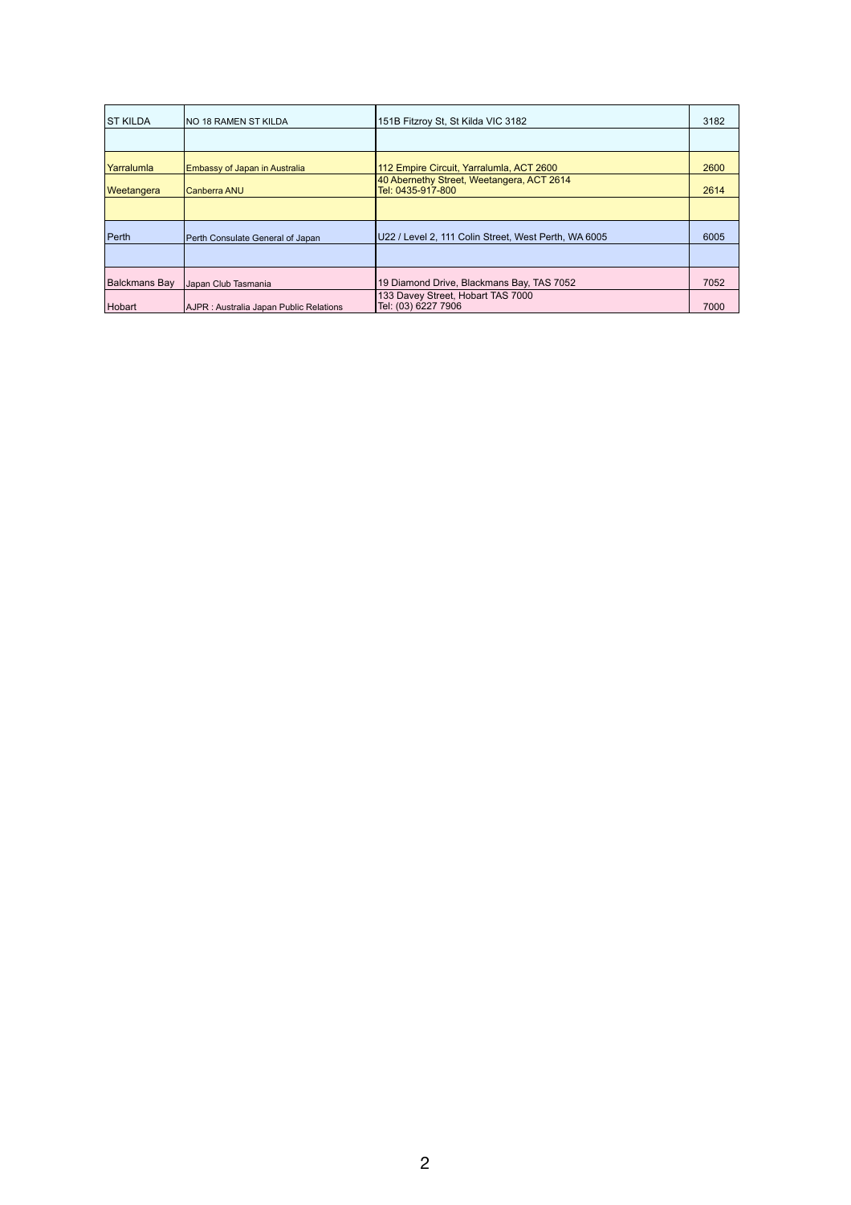| | | | |
|---|---|---|---|
| ST KILDA | NO 18 RAMEN ST KILDA | 151B Fitzroy St, St Kilda VIC 3182 | 3182 |
| | | | |
| Yarralumla | Embassy of Japan in Australia | 112 Empire Circuit, Yarralumla, ACT 2600 | 2600 |
| Weetangera | Canberra ANU | 40 Abernethy Street, Weetangera, ACT 2614<br>Tel: 0435-917-800 | 2614 |
| | | | |
| Perth | Perth Consulate General of Japan | U22 / Level 2, 111 Colin Street, West Perth, WA 6005 | 6005 |
| | | | |
| Balckmans Bay | Japan Club Tasmania | 19 Diamond Drive, Blackmans Bay, TAS 7052 | 7052 |
| Hobart | AJPR : Australia Japan Public Relations | 133 Davey Street, Hobart TAS 7000<br>Tel: (03) 6227 7906 | 7000 |